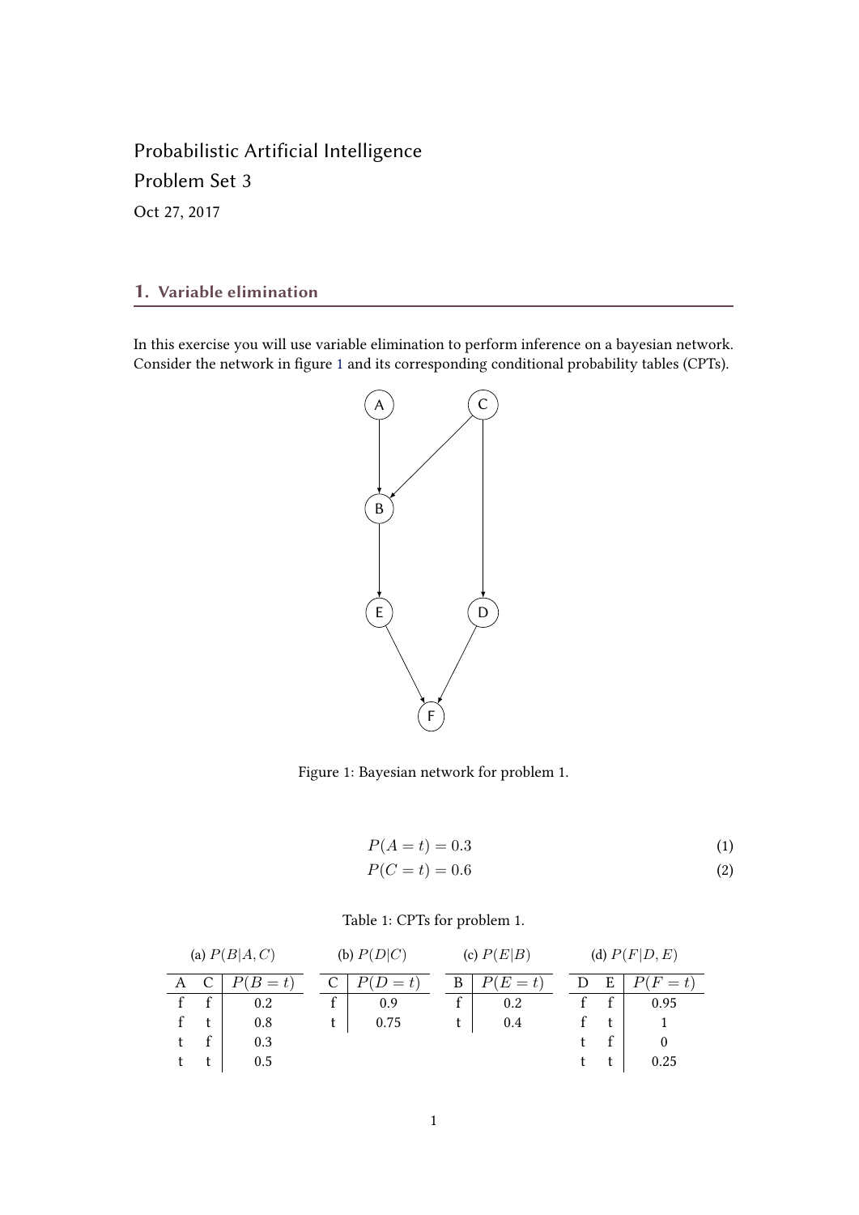Probabilistic Artificial Intelligence

Problem Set 3

Oct 27, 2017

## 1. Variable elimination

In this exercise you will use variable elimination to perform inference on a bayesian network. Consider the network in figure 1 and its corresponding conditional probability tables (CPTs).

Figure 1: Bayesian network for problem 1.

$$P(A = t) = 0.3 \tag{1}$$

$$P(C = t) = 0.6 \tag{2}$$

Table 1: CPTs for problem 1.

(a) $P(B|A, C)$

| A | C | $P(B = t)$ |
|---|---|---|
| f | f | 0.2 |
| f | t | 0.8 |
| t | f | 0.3 |
| t | t | 0.5 |

(b) $P(D|C)$

| C | $P(D = t)$ |
|---|---|
| f | 0.9 |
| t | 0.75 |

(c) $P(E|B)$

| B | $P(E = t)$ |
|---|---|
| f | 0.2 |
| t | 0.4 |

(d) $P(F|D, E)$

| D | E | $P(F = t)$ |
|---|---|---|
| f | f | 0.95 |
| f | t | 1 |
| t | f | 0 |
| t | t | 0.25 |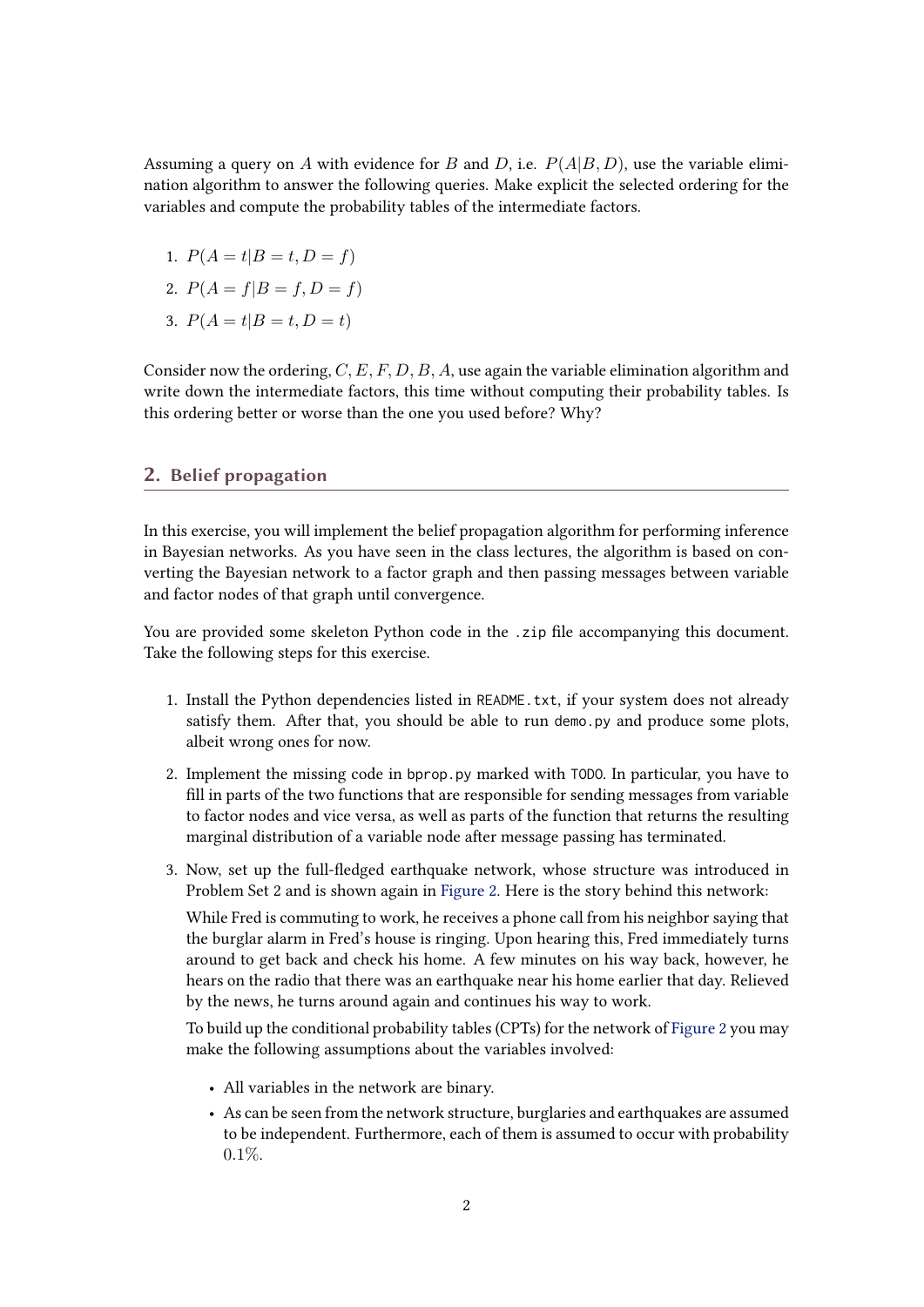Assuming a query on $A$ with evidence for $B$ and $D$, i.e. $P(A|B, D)$, use the variable elimination algorithm to answer the following queries. Make explicit the selected ordering for the variables and compute the probability tables of the intermediate factors.

1. $P(A = t|B = t, D = f)$
2. $P(A = f|B = f, D = f)$
3. $P(A = t|B = t, D = t)$

Consider now the ordering, $C, E, F, D, B, A$, use again the variable elimination algorithm and write down the intermediate factors, this time without computing their probability tables. Is this ordering better or worse than the one you used before? Why?

## 2. Belief propagation

In this exercise, you will implement the belief propagation algorithm for performing inference in Bayesian networks. As you have seen in the class lectures, the algorithm is based on converting the Bayesian network to a factor graph and then passing messages between variable and factor nodes of that graph until convergence.

You are provided some skeleton Python code in the `.zip` file accompanying this document. Take the following steps for this exercise.

1. Install the Python dependencies listed in `README.txt`, if your system does not already satisfy them. After that, you should be able to run `demo.py` and produce some plots, albeit wrong ones for now.
2. Implement the missing code in `bprop.py` marked with `TODO`. In particular, you have to fill in parts of the two functions that are responsible for sending messages from variable to factor nodes and vice versa, as well as parts of the function that returns the resulting marginal distribution of a variable node after message passing has terminated.
3. Now, set up the full-fledged earthquake network, whose structure was introduced in Problem Set 2 and is shown again in Figure 2. Here is the story behind this network:

   While Fred is commuting to work, he receives a phone call from his neighbor saying that the burglar alarm in Fred's house is ringing. Upon hearing this, Fred immediately turns around to get back and check his home. A few minutes on his way back, however, he hears on the radio that there was an earthquake near his home earlier that day. Relieved by the news, he turns around again and continues his way to work.

   To build up the conditional probability tables (CPTs) for the network of Figure 2 you may make the following assumptions about the variables involved:

   - All variables in the network are binary.
   - As can be seen from the network structure, burglaries and earthquakes are assumed to be independent. Furthermore, each of them is assumed to occur with probability $0.1\%$.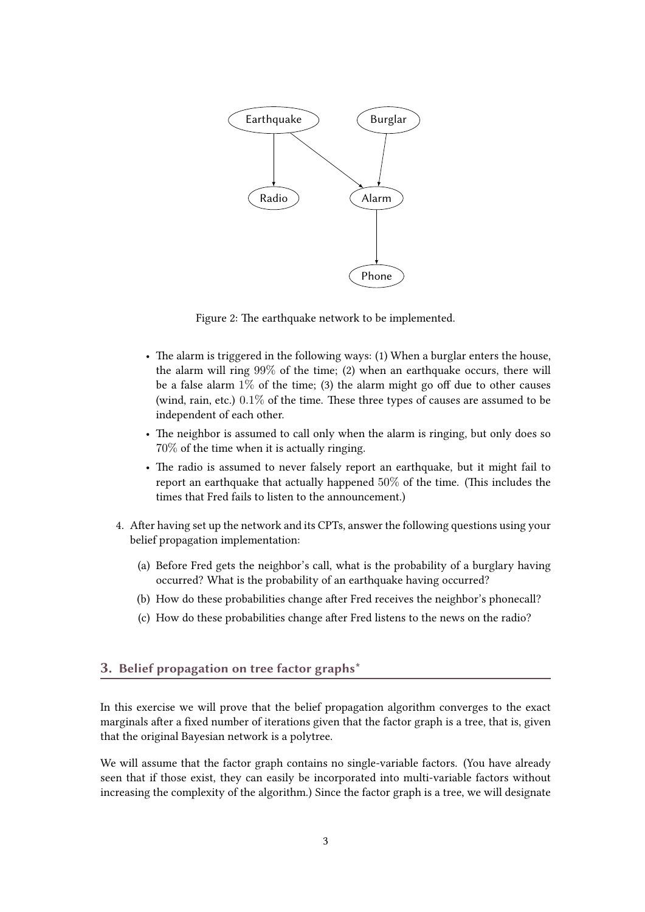Figure 2: The earthquake network to be implemented.

- The alarm is triggered in the following ways: (1) When a burglar enters the house, the alarm will ring $99\%$ of the time; (2) when an earthquake occurs, there will be a false alarm $1\%$ of the time; (3) the alarm might go off due to other causes (wind, rain, etc.) $0.1\%$ of the time. These three types of causes are assumed to be independent of each other.
- The neighbor is assumed to call only when the alarm is ringing, but only does so $70\%$ of the time when it is actually ringing.
- The radio is assumed to never falsely report an earthquake, but it might fail to report an earthquake that actually happened $50\%$ of the time. (This includes the times that Fred fails to listen to the announcement.)

4. After having set up the network and its CPTs, answer the following questions using your belief propagation implementation:
   (a) Before Fred gets the neighbor's call, what is the probability of a burglary having occurred? What is the probability of an earthquake having occurred?
   (b) How do these probabilities change after Fred receives the neighbor's phonecall?
   (c) How do these probabilities change after Fred listens to the news on the radio?

## 3. Belief propagation on tree factor graphs*

In this exercise we will prove that the belief propagation algorithm converges to the exact marginals after a fixed number of iterations given that the factor graph is a tree, that is, given that the original Bayesian network is a polytree.

We will assume that the factor graph contains no single-variable factors. (You have already seen that if those exist, they can easily be incorporated into multi-variable factors without increasing the complexity of the algorithm.) Since the factor graph is a tree, we will designate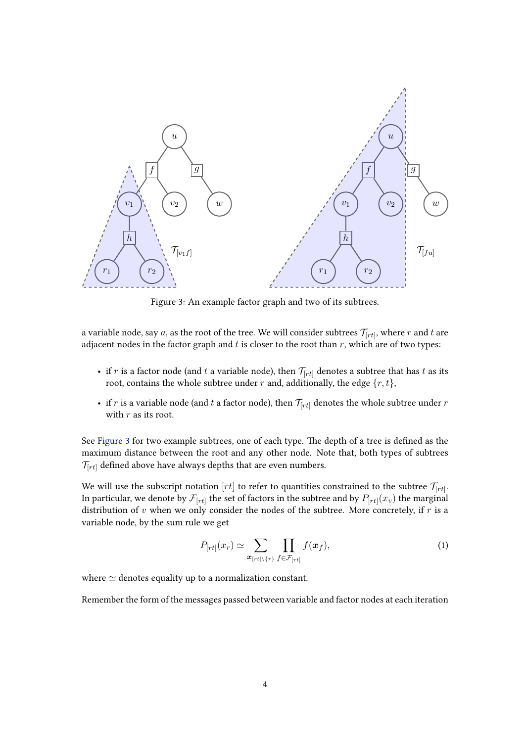Figure 3: An example factor graph and two of its subtrees.

a variable node, say $a$, as the root of the tree. We will consider subtrees $\mathcal{T}_{[rt]}$, where $r$ and $t$ are adjacent nodes in the factor graph and $t$ is closer to the root than $r$, which are of two types:

- if $r$ is a factor node (and $t$ a variable node), then $\mathcal{T}_{[rt]}$ denotes a subtree that has $t$ as its root, contains the whole subtree under $r$ and, additionally, the edge $\{r, t\}$,
- if $r$ is a variable node (and $t$ a factor node), then $\mathcal{T}_{[rt]}$ denotes the whole subtree under $r$ with $r$ as its root.

See Figure 3 for two example subtrees, one of each type. The depth of a tree is defined as the maximum distance between the root and any other node. Note that, both types of subtrees $\mathcal{T}_{[rt]}$ defined above have always depths that are even numbers.

We will use the subscript notation $[rt]$ to refer to quantities constrained to the subtree $\mathcal{T}_{[rt]}$. In particular, we denote by $\mathcal{F}_{[rt]}$ the set of factors in the subtree and by $P_{[rt]}(x_v)$ the marginal distribution of $v$ when we only consider the nodes of the subtree. More concretely, if $r$ is a variable node, by the sum rule we get

$$P_{[rt]}(x_r) \simeq \sum_{\boldsymbol{x}_{[rt] \setminus \{r\}}} \prod_{f \in \mathcal{F}_{[rt]}} f(\boldsymbol{x}_f), \tag{1}$$

where $\simeq$ denotes equality up to a normalization constant.

Remember the form of the messages passed between variable and factor nodes at each iteration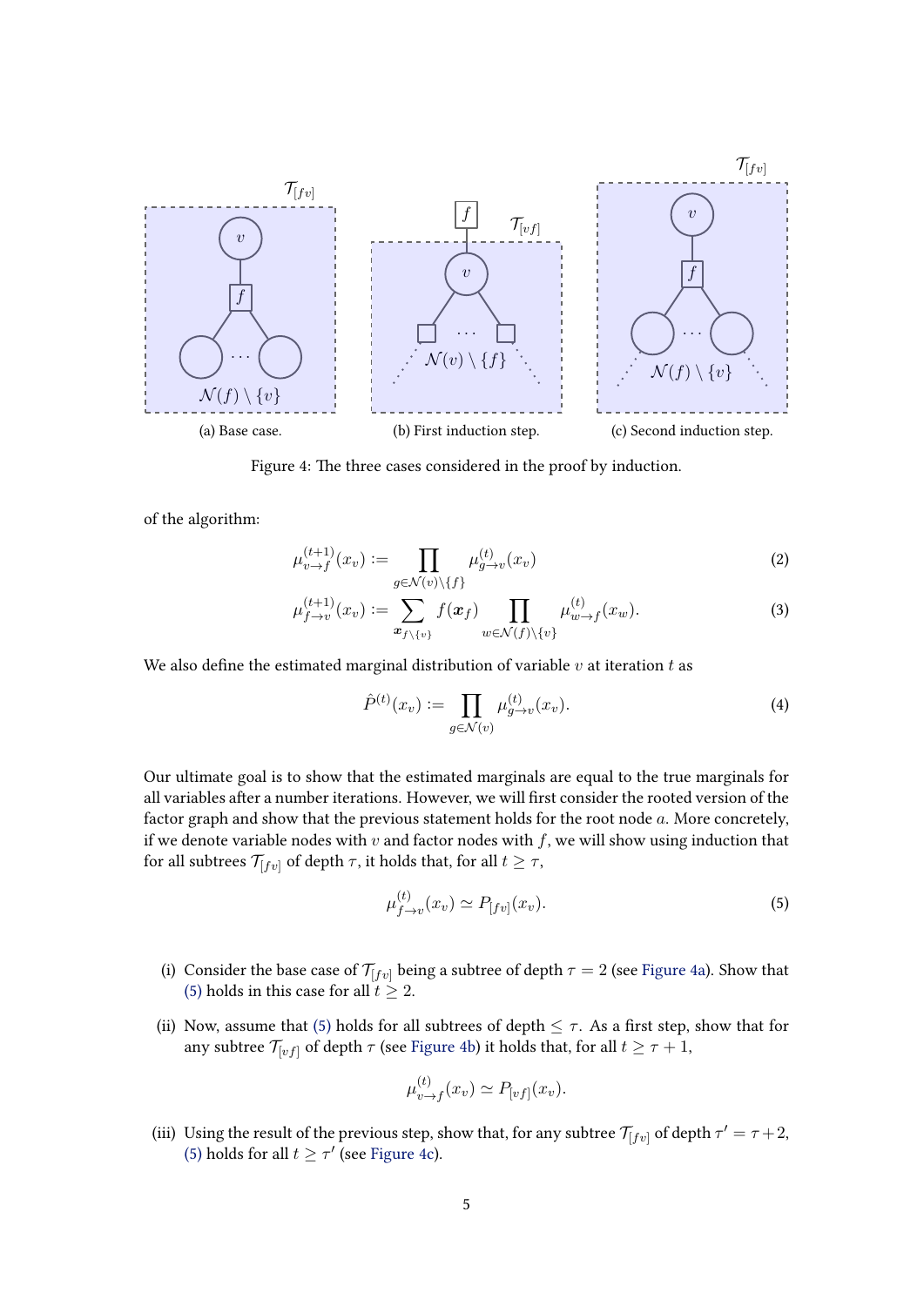(a) Base case.

(b) First induction step.

(c) Second induction step.

Figure 4: The three cases considered in the proof by induction.

of the algorithm:

$$\mu^{(t+1)}_{v\to f}(x_v) := \prod_{g\in\mathcal{N}(v)\setminus\{f\}} \mu^{(t)}_{g\to v}(x_v) \tag{2}$$

$$\mu^{(t+1)}_{f\to v}(x_v) := \sum_{\boldsymbol{x}_{f\setminus\{v\}}} f(\boldsymbol{x}_f) \prod_{w\in\mathcal{N}(f)\setminus\{v\}} \mu^{(t)}_{w\to f}(x_w). \tag{3}$$

We also define the estimated marginal distribution of variable $v$ at iteration $t$ as

$$\hat{P}^{(t)}(x_v) := \prod_{g\in\mathcal{N}(v)} \mu^{(t)}_{g\to v}(x_v). \tag{4}$$

Our ultimate goal is to show that the estimated marginals are equal to the true marginals for all variables after a number iterations. However, we will first consider the rooted version of the factor graph and show that the previous statement holds for the root node $a$. More concretely, if we denote variable nodes with $v$ and factor nodes with $f$, we will show using induction that for all subtrees $\mathcal{T}_{[fv]}$ of depth $\tau$, it holds that, for all $t \geq \tau$,

$$\mu^{(t)}_{f\to v}(x_v) \simeq P_{[fv]}(x_v). \tag{5}$$

(i) Consider the base case of $\mathcal{T}_{[fv]}$ being a subtree of depth $\tau = 2$ (see Figure 4a). Show that (5) holds in this case for all $t \geq 2$.

(ii) Now, assume that (5) holds for all subtrees of depth $\leq \tau$. As a first step, show that for any subtree $\mathcal{T}_{[vf]}$ of depth $\tau$ (see Figure 4b) it holds that, for all $t \geq \tau + 1$,

$$\mu^{(t)}_{v\to f}(x_v) \simeq P_{[vf]}(x_v).$$

(iii) Using the result of the previous step, show that, for any subtree $\mathcal{T}_{[fv]}$ of depth $\tau' = \tau + 2$, (5) holds for all $t \geq \tau'$ (see Figure 4c).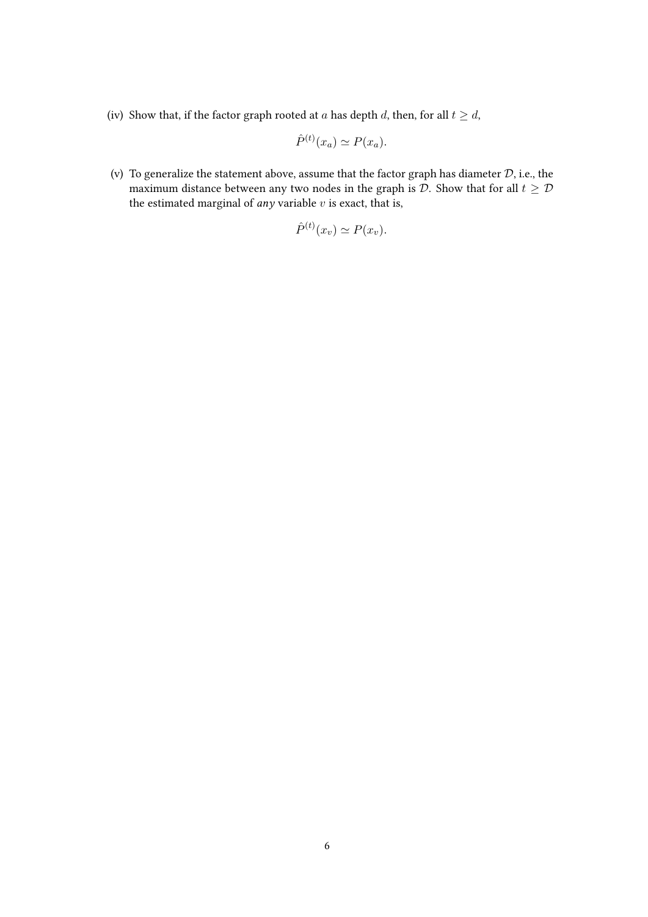(iv) Show that, if the factor graph rooted at $a$ has depth $d$, then, for all $t \geq d$,

$$\hat{P}^{(t)}(x_a) \simeq P(x_a).$$

(v) To generalize the statement above, assume that the factor graph has diameter $\mathcal{D}$, i.e., the maximum distance between any two nodes in the graph is $\mathcal{D}$. Show that for all $t \geq \mathcal{D}$ the estimated marginal of *any* variable $v$ is exact, that is,

$$\hat{P}^{(t)}(x_v) \simeq P(x_v).$$